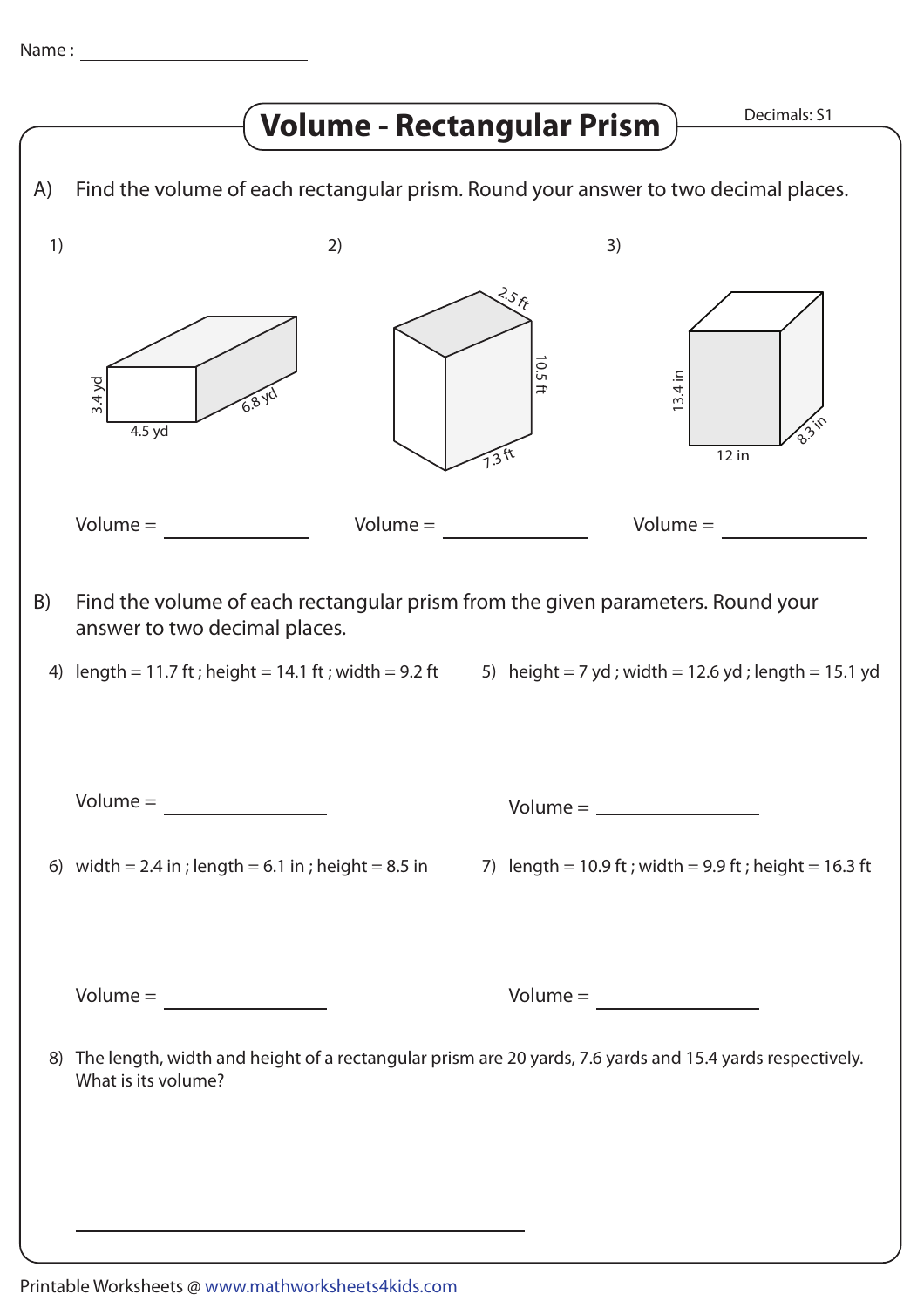Name : ____________________

# Volume - Rectangular Prism

Decimals: S1

A) Find the volume of each rectangular prism. Round your answer to two decimal places.

1)

3.4 yd

4.5 yd

6.8 yd

Volume = ____________

2)

2.5 ft

10.5 ft

7.3 ft

Volume = ____________

3)

13.4 in

12 in

8.3 in

Volume = ____________

B) Find the volume of each rectangular prism from the given parameters. Round your answer to two decimal places.

4) length = 11.7 ft ; height = 14.1 ft ; width = 9.2 ft

Volume = ____________

5) height = 7 yd ; width = 12.6 yd ; length = 15.1 yd

Volume = ____________

6) width = 2.4 in ; length = 6.1 in ; height = 8.5 in

Volume = ____________

7) length = 10.9 ft ; width = 9.9 ft ; height = 16.3 ft

Volume = ____________

8) The length, width and height of a rectangular prism are 20 yards, 7.6 yards and 15.4 yards respectively. What is its volume?

____________________________

Printable Worksheets @ www.mathworksheets4kids.com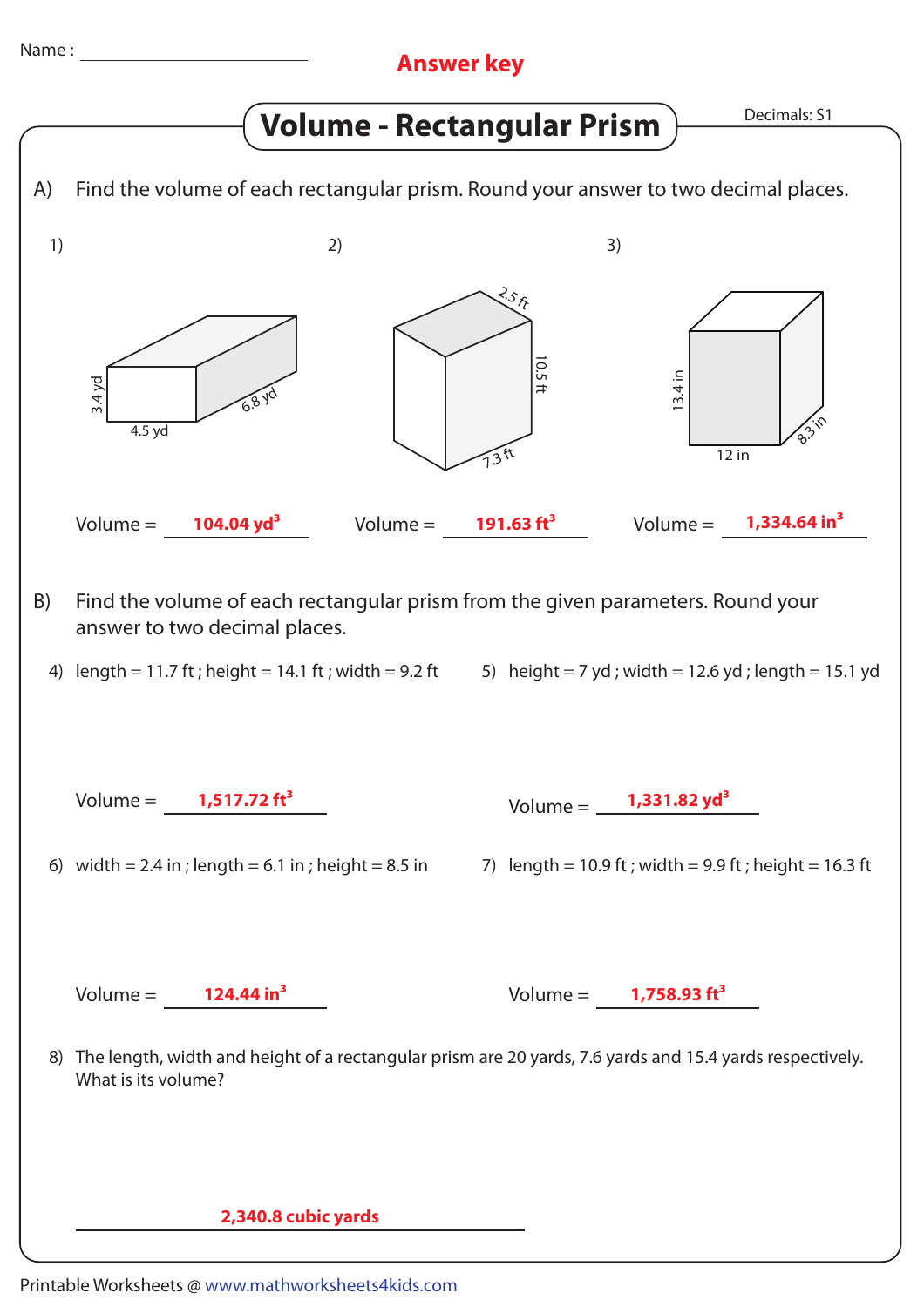Name : ________________

**Answer key**

# Volume - Rectangular Prism

Decimals: S1

A) Find the volume of each rectangular prism. Round your answer to two decimal places.

1)

3.4 yd

4.5 yd

6.8 yd

Volume = **104.04 $yd^3$**

2)

2.5 ft

10.5 ft

7.3 ft

Volume = **191.63 $ft^3$**

3)

13.4 in

12 in

8.3 in

Volume = **1,334.64 $in^3$**

B) Find the volume of each rectangular prism from the given parameters. Round your answer to two decimal places.

4) length = 11.7 ft ; height = 14.1 ft ; width = 9.2 ft

Volume = **1,517.72 $ft^3$**

5) height = 7 yd ; width = 12.6 yd ; length = 15.1 yd

Volume = **1,331.82 $yd^3$**

6) width = 2.4 in ; length = 6.1 in ; height = 8.5 in

Volume = **124.44 $in^3$**

7) length = 10.9 ft ; width = 9.9 ft ; height = 16.3 ft

Volume = **1,758.93 $ft^3$**

8) The length, width and height of a rectangular prism are 20 yards, 7.6 yards and 15.4 yards respectively. What is its volume?

**2,340.8 cubic yards**

Printable Worksheets @ www.mathworksheets4kids.com